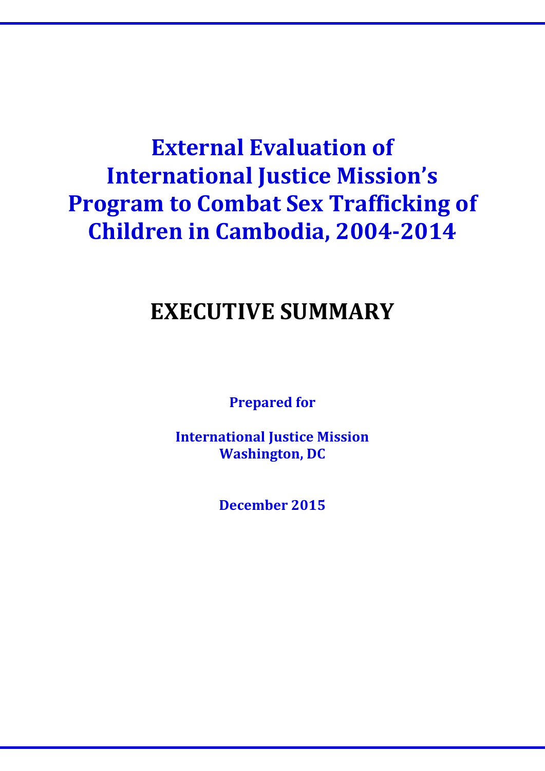# External Evaluation of International Justice Mission's Program to Combat Sex Trafficking of Children in Cambodia, 2004-2014

## EXECUTIVE SUMMARY

**Prepared for**

**International Justice Mission**
**Washington, DC**

**December 2015**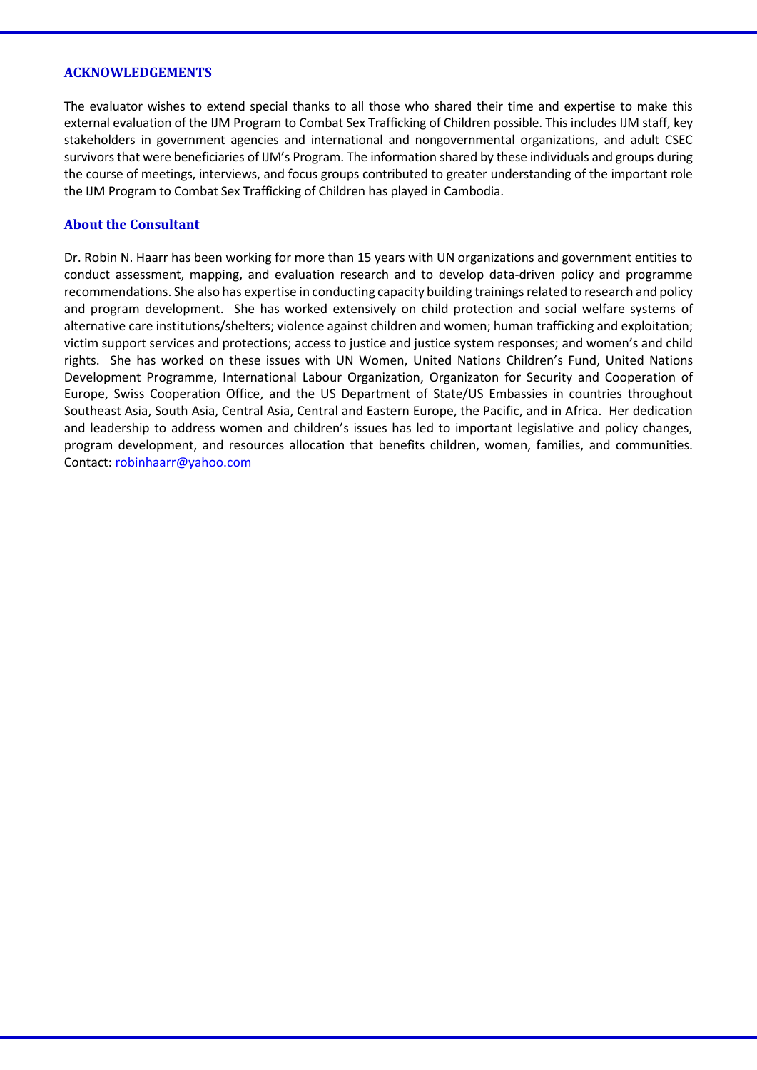## ACKNOWLEDGEMENTS

The evaluator wishes to extend special thanks to all those who shared their time and expertise to make this external evaluation of the IJM Program to Combat Sex Trafficking of Children possible. This includes IJM staff, key stakeholders in government agencies and international and nongovernmental organizations, and adult CSEC survivors that were beneficiaries of IJM's Program. The information shared by these individuals and groups during the course of meetings, interviews, and focus groups contributed to greater understanding of the important role the IJM Program to Combat Sex Trafficking of Children has played in Cambodia.

### About the Consultant

Dr. Robin N. Haarr has been working for more than 15 years with UN organizations and government entities to conduct assessment, mapping, and evaluation research and to develop data-driven policy and programme recommendations. She also has expertise in conducting capacity building trainings related to research and policy and program development. She has worked extensively on child protection and social welfare systems of alternative care institutions/shelters; violence against children and women; human trafficking and exploitation; victim support services and protections; access to justice and justice system responses; and women's and child rights. She has worked on these issues with UN Women, United Nations Children's Fund, United Nations Development Programme, International Labour Organization, Organizaton for Security and Cooperation of Europe, Swiss Cooperation Office, and the US Department of State/US Embassies in countries throughout Southeast Asia, South Asia, Central Asia, Central and Eastern Europe, the Pacific, and in Africa. Her dedication and leadership to address women and children's issues has led to important legislative and policy changes, program development, and resources allocation that benefits children, women, families, and communities. Contact: robinhaarr@yahoo.com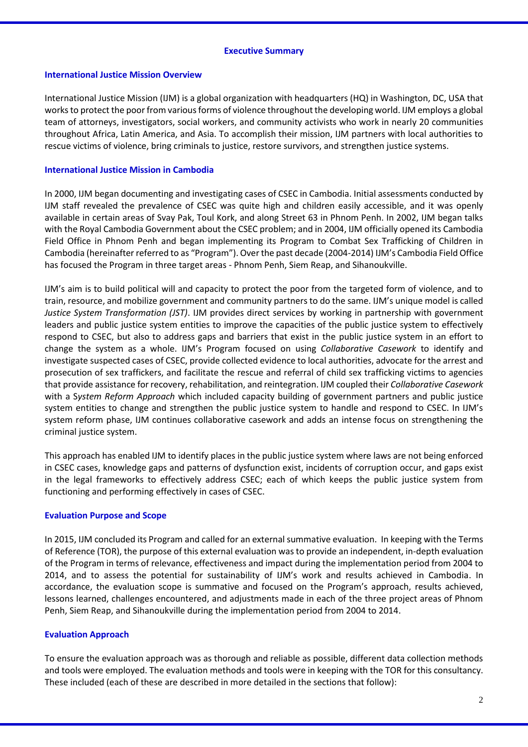## Executive Summary

### International Justice Mission Overview

International Justice Mission (IJM) is a global organization with headquarters (HQ) in Washington, DC, USA that works to protect the poor from various forms of violence throughout the developing world. IJM employs a global team of attorneys, investigators, social workers, and community activists who work in nearly 20 communities throughout Africa, Latin America, and Asia. To accomplish their mission, IJM partners with local authorities to rescue victims of violence, bring criminals to justice, restore survivors, and strengthen justice systems.

### International Justice Mission in Cambodia

In 2000, IJM began documenting and investigating cases of CSEC in Cambodia. Initial assessments conducted by IJM staff revealed the prevalence of CSEC was quite high and children easily accessible, and it was openly available in certain areas of Svay Pak, Toul Kork, and along Street 63 in Phnom Penh. In 2002, IJM began talks with the Royal Cambodia Government about the CSEC problem; and in 2004, IJM officially opened its Cambodia Field Office in Phnom Penh and began implementing its Program to Combat Sex Trafficking of Children in Cambodia (hereinafter referred to as "Program"). Over the past decade (2004-2014) IJM's Cambodia Field Office has focused the Program in three target areas - Phnom Penh, Siem Reap, and Sihanoukville.

IJM's aim is to build political will and capacity to protect the poor from the targeted form of violence, and to train, resource, and mobilize government and community partners to do the same. IJM's unique model is called *Justice System Transformation (JST)*. IJM provides direct services by working in partnership with government leaders and public justice system entities to improve the capacities of the public justice system to effectively respond to CSEC, but also to address gaps and barriers that exist in the public justice system in an effort to change the system as a whole. IJM's Program focused on using *Collaborative Casework* to identify and investigate suspected cases of CSEC, provide collected evidence to local authorities, advocate for the arrest and prosecution of sex traffickers, and facilitate the rescue and referral of child sex trafficking victims to agencies that provide assistance for recovery, rehabilitation, and reintegration. IJM coupled their *Collaborative Casework* with a S*ystem Reform Approach* which included capacity building of government partners and public justice system entities to change and strengthen the public justice system to handle and respond to CSEC. In IJM's system reform phase, IJM continues collaborative casework and adds an intense focus on strengthening the criminal justice system.

This approach has enabled IJM to identify places in the public justice system where laws are not being enforced in CSEC cases, knowledge gaps and patterns of dysfunction exist, incidents of corruption occur, and gaps exist in the legal frameworks to effectively address CSEC; each of which keeps the public justice system from functioning and performing effectively in cases of CSEC.

### Evaluation Purpose and Scope

In 2015, IJM concluded its Program and called for an external summative evaluation. In keeping with the Terms of Reference (TOR), the purpose of this external evaluation was to provide an independent, in-depth evaluation of the Program in terms of relevance, effectiveness and impact during the implementation period from 2004 to 2014, and to assess the potential for sustainability of IJM's work and results achieved in Cambodia. In accordance, the evaluation scope is summative and focused on the Program's approach, results achieved, lessons learned, challenges encountered, and adjustments made in each of the three project areas of Phnom Penh, Siem Reap, and Sihanoukville during the implementation period from 2004 to 2014.

### Evaluation Approach

To ensure the evaluation approach was as thorough and reliable as possible, different data collection methods and tools were employed. The evaluation methods and tools were in keeping with the TOR for this consultancy. These included (each of these are described in more detailed in the sections that follow):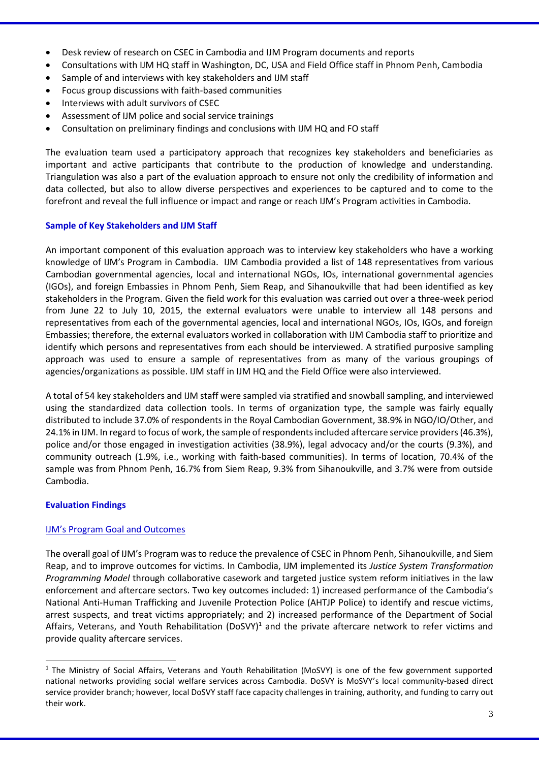- Desk review of research on CSEC in Cambodia and IJM Program documents and reports
- Consultations with IJM HQ staff in Washington, DC, USA and Field Office staff in Phnom Penh, Cambodia
- Sample of and interviews with key stakeholders and IJM staff
- Focus group discussions with faith-based communities
- Interviews with adult survivors of CSEC
- Assessment of IJM police and social service trainings
- Consultation on preliminary findings and conclusions with IJM HQ and FO staff

The evaluation team used a participatory approach that recognizes key stakeholders and beneficiaries as important and active participants that contribute to the production of knowledge and understanding. Triangulation was also a part of the evaluation approach to ensure not only the credibility of information and data collected, but also to allow diverse perspectives and experiences to be captured and to come to the forefront and reveal the full influence or impact and range or reach IJM's Program activities in Cambodia.

### Sample of Key Stakeholders and IJM Staff

An important component of this evaluation approach was to interview key stakeholders who have a working knowledge of IJM's Program in Cambodia. IJM Cambodia provided a list of 148 representatives from various Cambodian governmental agencies, local and international NGOs, IOs, international governmental agencies (IGOs), and foreign Embassies in Phnom Penh, Siem Reap, and Sihanoukville that had been identified as key stakeholders in the Program. Given the field work for this evaluation was carried out over a three-week period from June 22 to July 10, 2015, the external evaluators were unable to interview all 148 persons and representatives from each of the governmental agencies, local and international NGOs, IOs, IGOs, and foreign Embassies; therefore, the external evaluators worked in collaboration with IJM Cambodia staff to prioritize and identify which persons and representatives from each should be interviewed. A stratified purposive sampling approach was used to ensure a sample of representatives from as many of the various groupings of agencies/organizations as possible. IJM staff in IJM HQ and the Field Office were also interviewed.

A total of 54 key stakeholders and IJM staff were sampled via stratified and snowball sampling, and interviewed using the standardized data collection tools. In terms of organization type, the sample was fairly equally distributed to include 37.0% of respondents in the Royal Cambodian Government, 38.9% in NGO/IO/Other, and 24.1% in IJM. In regard to focus of work, the sample of respondents included aftercare service providers (46.3%), police and/or those engaged in investigation activities (38.9%), legal advocacy and/or the courts (9.3%), and community outreach (1.9%, i.e., working with faith-based communities). In terms of location, 70.4% of the sample was from Phnom Penh, 16.7% from Siem Reap, 9.3% from Sihanoukville, and 3.7% were from outside Cambodia.

### Evaluation Findings

#### IJM's Program Goal and Outcomes

The overall goal of IJM's Program was to reduce the prevalence of CSEC in Phnom Penh, Sihanoukville, and Siem Reap, and to improve outcomes for victims. In Cambodia, IJM implemented its *Justice System Transformation Programming Model* through collaborative casework and targeted justice system reform initiatives in the law enforcement and aftercare sectors. Two key outcomes included: 1) increased performance of the Cambodia's National Anti-Human Trafficking and Juvenile Protection Police (AHTJP Police) to identify and rescue victims, arrest suspects, and treat victims appropriately; and 2) increased performance of the Department of Social Affairs, Veterans, and Youth Rehabilitation (DoSVY)[1] and the private aftercare network to refer victims and provide quality aftercare services.

[1] The Ministry of Social Affairs, Veterans and Youth Rehabilitation (MoSVY) is one of the few government supported national networks providing social welfare services across Cambodia. DoSVY is MoSVY's local community-based direct service provider branch; however, local DoSVY staff face capacity challenges in training, authority, and funding to carry out their work.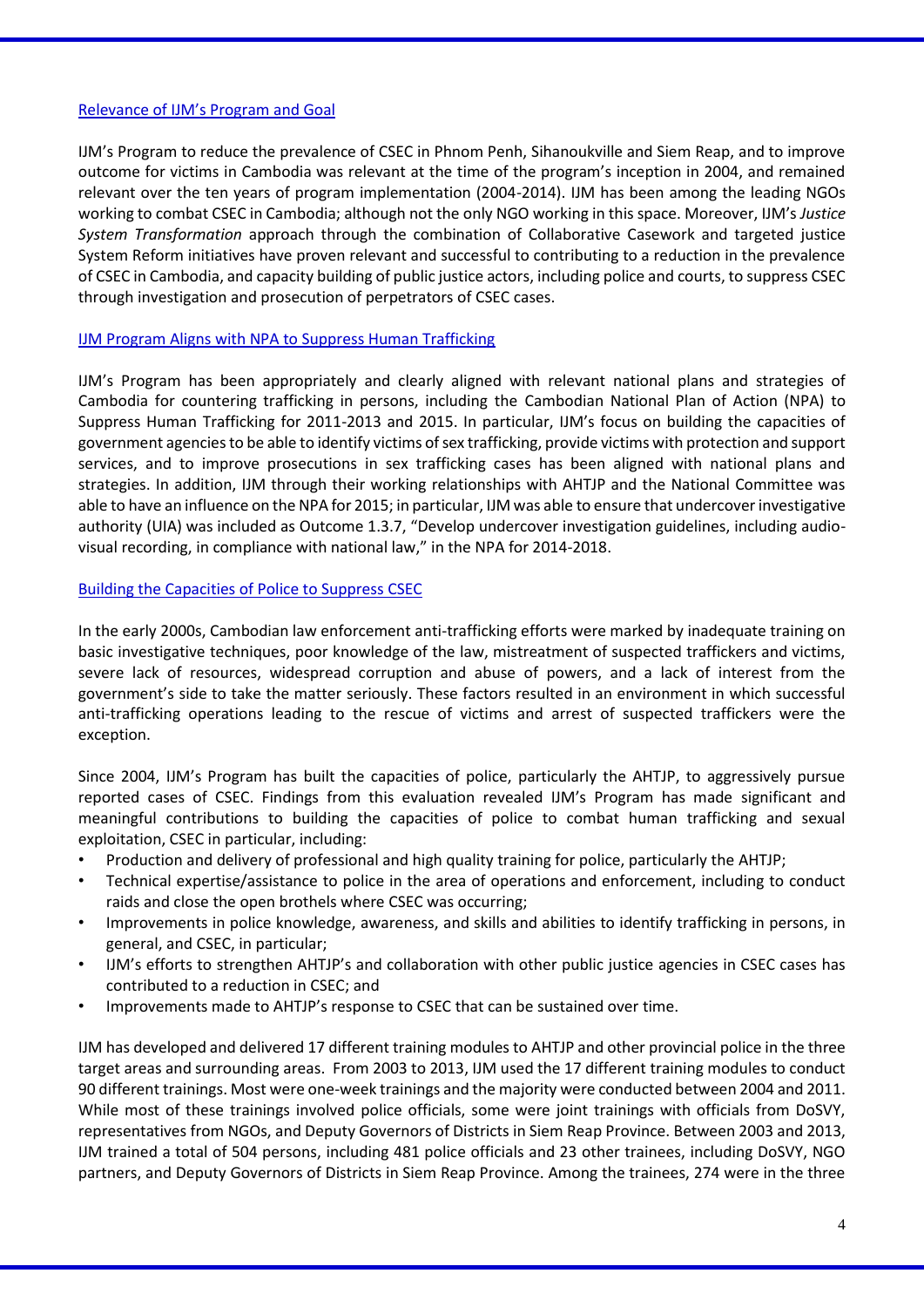## Relevance of IJM's Program and Goal

IJM's Program to reduce the prevalence of CSEC in Phnom Penh, Sihanoukville and Siem Reap, and to improve outcome for victims in Cambodia was relevant at the time of the program's inception in 2004, and remained relevant over the ten years of program implementation (2004-2014). IJM has been among the leading NGOs working to combat CSEC in Cambodia; although not the only NGO working in this space. Moreover, IJM's *Justice System Transformation* approach through the combination of Collaborative Casework and targeted justice System Reform initiatives have proven relevant and successful to contributing to a reduction in the prevalence of CSEC in Cambodia, and capacity building of public justice actors, including police and courts, to suppress CSEC through investigation and prosecution of perpetrators of CSEC cases.

## IJM Program Aligns with NPA to Suppress Human Trafficking

IJM's Program has been appropriately and clearly aligned with relevant national plans and strategies of Cambodia for countering trafficking in persons, including the Cambodian National Plan of Action (NPA) to Suppress Human Trafficking for 2011-2013 and 2015. In particular, IJM's focus on building the capacities of government agencies to be able to identify victims of sex trafficking, provide victims with protection and support services, and to improve prosecutions in sex trafficking cases has been aligned with national plans and strategies. In addition, IJM through their working relationships with AHTJP and the National Committee was able to have an influence on the NPA for 2015; in particular, IJM was able to ensure that undercover investigative authority (UIA) was included as Outcome 1.3.7, "Develop undercover investigation guidelines, including audio-visual recording, in compliance with national law," in the NPA for 2014-2018.

## Building the Capacities of Police to Suppress CSEC

In the early 2000s, Cambodian law enforcement anti-trafficking efforts were marked by inadequate training on basic investigative techniques, poor knowledge of the law, mistreatment of suspected traffickers and victims, severe lack of resources, widespread corruption and abuse of powers, and a lack of interest from the government's side to take the matter seriously. These factors resulted in an environment in which successful anti-trafficking operations leading to the rescue of victims and arrest of suspected traffickers were the exception.

Since 2004, IJM's Program has built the capacities of police, particularly the AHTJP, to aggressively pursue reported cases of CSEC. Findings from this evaluation revealed IJM's Program has made significant and meaningful contributions to building the capacities of police to combat human trafficking and sexual exploitation, CSEC in particular, including:

- Production and delivery of professional and high quality training for police, particularly the AHTJP;
- Technical expertise/assistance to police in the area of operations and enforcement, including to conduct raids and close the open brothels where CSEC was occurring;
- Improvements in police knowledge, awareness, and skills and abilities to identify trafficking in persons, in general, and CSEC, in particular;
- IJM's efforts to strengthen AHTJP's and collaboration with other public justice agencies in CSEC cases has contributed to a reduction in CSEC; and
- Improvements made to AHTJP's response to CSEC that can be sustained over time.

IJM has developed and delivered 17 different training modules to AHTJP and other provincial police in the three target areas and surrounding areas. From 2003 to 2013, IJM used the 17 different training modules to conduct 90 different trainings. Most were one-week trainings and the majority were conducted between 2004 and 2011. While most of these trainings involved police officials, some were joint trainings with officials from DoSVY, representatives from NGOs, and Deputy Governors of Districts in Siem Reap Province. Between 2003 and 2013, IJM trained a total of 504 persons, including 481 police officials and 23 other trainees, including DoSVY, NGO partners, and Deputy Governors of Districts in Siem Reap Province. Among the trainees, 274 were in the three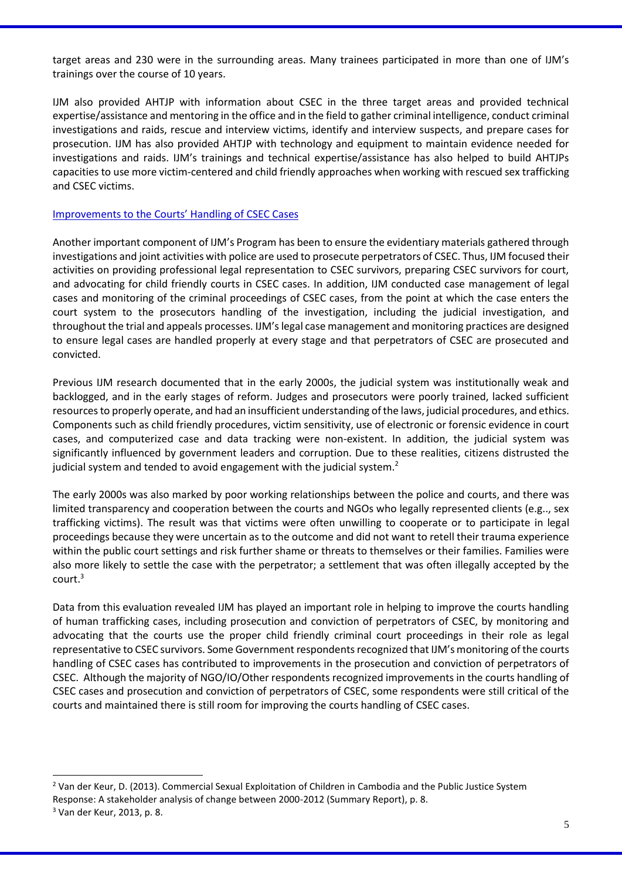target areas and 230 were in the surrounding areas. Many trainees participated in more than one of IJM's trainings over the course of 10 years.

IJM also provided AHTJP with information about CSEC in the three target areas and provided technical expertise/assistance and mentoring in the office and in the field to gather criminal intelligence, conduct criminal investigations and raids, rescue and interview victims, identify and interview suspects, and prepare cases for prosecution. IJM has also provided AHTJP with technology and equipment to maintain evidence needed for investigations and raids. IJM's trainings and technical expertise/assistance has also helped to build AHTJPs capacities to use more victim-centered and child friendly approaches when working with rescued sex trafficking and CSEC victims.

### Improvements to the Courts' Handling of CSEC Cases

Another important component of IJM's Program has been to ensure the evidentiary materials gathered through investigations and joint activities with police are used to prosecute perpetrators of CSEC. Thus, IJM focused their activities on providing professional legal representation to CSEC survivors, preparing CSEC survivors for court, and advocating for child friendly courts in CSEC cases. In addition, IJM conducted case management of legal cases and monitoring of the criminal proceedings of CSEC cases, from the point at which the case enters the court system to the prosecutors handling of the investigation, including the judicial investigation, and throughout the trial and appeals processes. IJM's legal case management and monitoring practices are designed to ensure legal cases are handled properly at every stage and that perpetrators of CSEC are prosecuted and convicted.

Previous IJM research documented that in the early 2000s, the judicial system was institutionally weak and backlogged, and in the early stages of reform. Judges and prosecutors were poorly trained, lacked sufficient resources to properly operate, and had an insufficient understanding of the laws, judicial procedures, and ethics. Components such as child friendly procedures, victim sensitivity, use of electronic or forensic evidence in court cases, and computerized case and data tracking were non-existent. In addition, the judicial system was significantly influenced by government leaders and corruption. Due to these realities, citizens distrusted the judicial system and tended to avoid engagement with the judicial system.[2]

The early 2000s was also marked by poor working relationships between the police and courts, and there was limited transparency and cooperation between the courts and NGOs who legally represented clients (e.g.., sex trafficking victims). The result was that victims were often unwilling to cooperate or to participate in legal proceedings because they were uncertain as to the outcome and did not want to retell their trauma experience within the public court settings and risk further shame or threats to themselves or their families. Families were also more likely to settle the case with the perpetrator; a settlement that was often illegally accepted by the court.[3]

Data from this evaluation revealed IJM has played an important role in helping to improve the courts handling of human trafficking cases, including prosecution and conviction of perpetrators of CSEC, by monitoring and advocating that the courts use the proper child friendly criminal court proceedings in their role as legal representative to CSEC survivors. Some Government respondents recognized that IJM's monitoring of the courts handling of CSEC cases has contributed to improvements in the prosecution and conviction of perpetrators of CSEC. Although the majority of NGO/IO/Other respondents recognized improvements in the courts handling of CSEC cases and prosecution and conviction of perpetrators of CSEC, some respondents were still critical of the courts and maintained there is still room for improving the courts handling of CSEC cases.

---

[2] Van der Keur, D. (2013). Commercial Sexual Exploitation of Children in Cambodia and the Public Justice System Response: A stakeholder analysis of change between 2000-2012 (Summary Report), p. 8.

[3] Van der Keur, 2013, p. 8.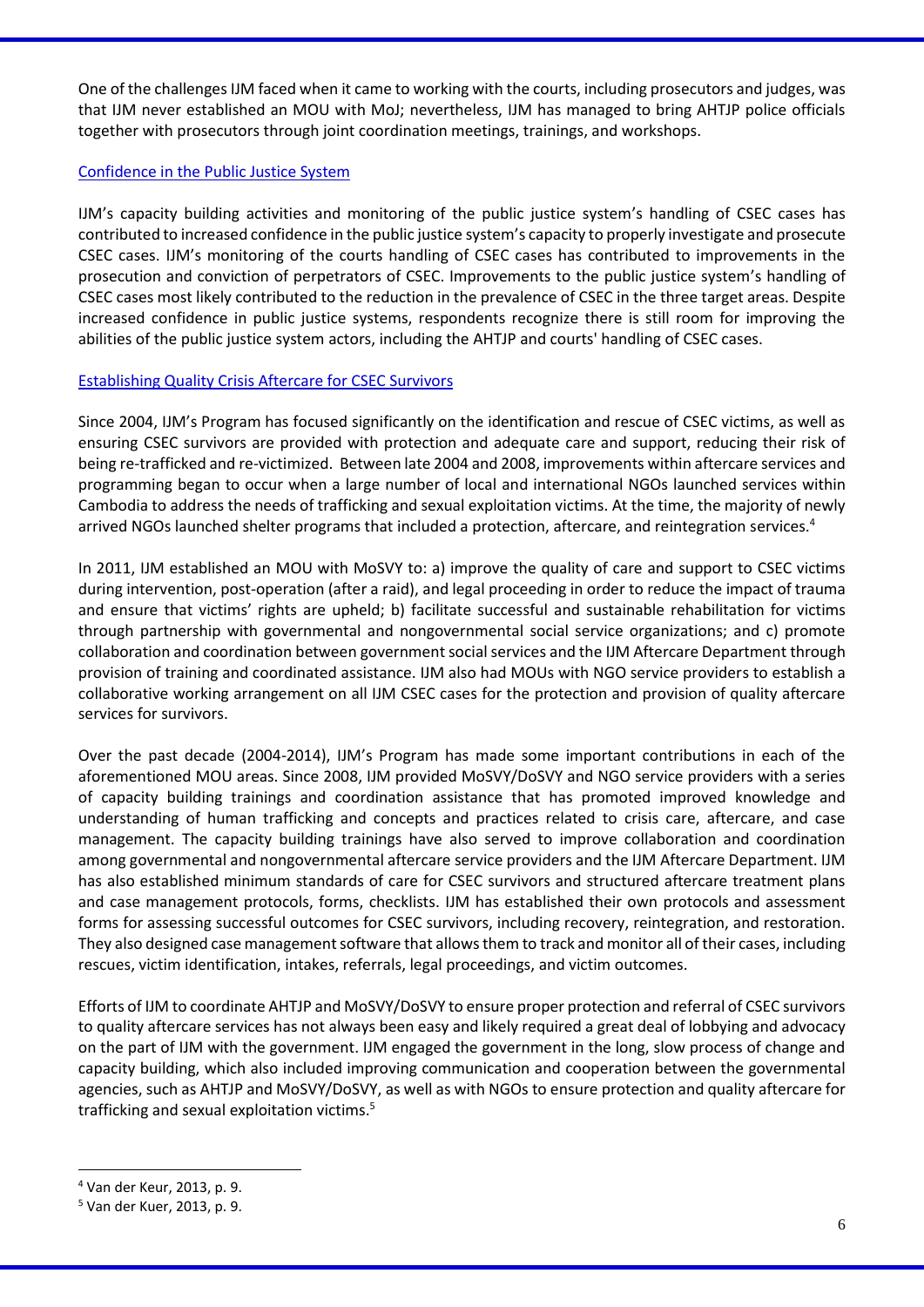One of the challenges IJM faced when it came to working with the courts, including prosecutors and judges, was that IJM never established an MOU with MoJ; nevertheless, IJM has managed to bring AHTJP police officials together with prosecutors through joint coordination meetings, trainings, and workshops.

### Confidence in the Public Justice System

IJM's capacity building activities and monitoring of the public justice system's handling of CSEC cases has contributed to increased confidence in the public justice system's capacity to properly investigate and prosecute CSEC cases. IJM's monitoring of the courts handling of CSEC cases has contributed to improvements in the prosecution and conviction of perpetrators of CSEC. Improvements to the public justice system's handling of CSEC cases most likely contributed to the reduction in the prevalence of CSEC in the three target areas. Despite increased confidence in public justice systems, respondents recognize there is still room for improving the abilities of the public justice system actors, including the AHTJP and courts' handling of CSEC cases.

### Establishing Quality Crisis Aftercare for CSEC Survivors

Since 2004, IJM's Program has focused significantly on the identification and rescue of CSEC victims, as well as ensuring CSEC survivors are provided with protection and adequate care and support, reducing their risk of being re-trafficked and re-victimized. Between late 2004 and 2008, improvements within aftercare services and programming began to occur when a large number of local and international NGOs launched services within Cambodia to address the needs of trafficking and sexual exploitation victims. At the time, the majority of newly arrived NGOs launched shelter programs that included a protection, aftercare, and reintegration services.[4]

In 2011, IJM established an MOU with MoSVY to: a) improve the quality of care and support to CSEC victims during intervention, post-operation (after a raid), and legal proceeding in order to reduce the impact of trauma and ensure that victims' rights are upheld; b) facilitate successful and sustainable rehabilitation for victims through partnership with governmental and nongovernmental social service organizations; and c) promote collaboration and coordination between government social services and the IJM Aftercare Department through provision of training and coordinated assistance. IJM also had MOUs with NGO service providers to establish a collaborative working arrangement on all IJM CSEC cases for the protection and provision of quality aftercare services for survivors.

Over the past decade (2004-2014), IJM's Program has made some important contributions in each of the aforementioned MOU areas. Since 2008, IJM provided MoSVY/DoSVY and NGO service providers with a series of capacity building trainings and coordination assistance that has promoted improved knowledge and understanding of human trafficking and concepts and practices related to crisis care, aftercare, and case management. The capacity building trainings have also served to improve collaboration and coordination among governmental and nongovernmental aftercare service providers and the IJM Aftercare Department. IJM has also established minimum standards of care for CSEC survivors and structured aftercare treatment plans and case management protocols, forms, checklists. IJM has established their own protocols and assessment forms for assessing successful outcomes for CSEC survivors, including recovery, reintegration, and restoration. They also designed case management software that allows them to track and monitor all of their cases, including rescues, victim identification, intakes, referrals, legal proceedings, and victim outcomes.

Efforts of IJM to coordinate AHTJP and MoSVY/DoSVY to ensure proper protection and referral of CSEC survivors to quality aftercare services has not always been easy and likely required a great deal of lobbying and advocacy on the part of IJM with the government. IJM engaged the government in the long, slow process of change and capacity building, which also included improving communication and cooperation between the governmental agencies, such as AHTJP and MoSVY/DoSVY, as well as with NGOs to ensure protection and quality aftercare for trafficking and sexual exploitation victims.[5]

---

[4] Van der Keur, 2013, p. 9.

[5] Van der Kuer, 2013, p. 9.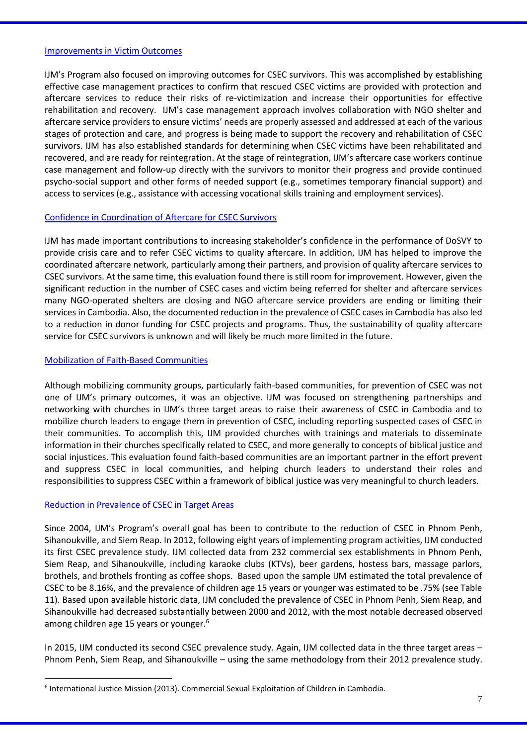### Improvements in Victim Outcomes

IJM's Program also focused on improving outcomes for CSEC survivors. This was accomplished by establishing effective case management practices to confirm that rescued CSEC victims are provided with protection and aftercare services to reduce their risks of re-victimization and increase their opportunities for effective rehabilitation and recovery. IJM's case management approach involves collaboration with NGO shelter and aftercare service providers to ensure victims' needs are properly assessed and addressed at each of the various stages of protection and care, and progress is being made to support the recovery and rehabilitation of CSEC survivors. IJM has also established standards for determining when CSEC victims have been rehabilitated and recovered, and are ready for reintegration. At the stage of reintegration, IJM's aftercare case workers continue case management and follow-up directly with the survivors to monitor their progress and provide continued psycho-social support and other forms of needed support (e.g., sometimes temporary financial support) and access to services (e.g., assistance with accessing vocational skills training and employment services).

### Confidence in Coordination of Aftercare for CSEC Survivors

IJM has made important contributions to increasing stakeholder's confidence in the performance of DoSVY to provide crisis care and to refer CSEC victims to quality aftercare. In addition, IJM has helped to improve the coordinated aftercare network, particularly among their partners, and provision of quality aftercare services to CSEC survivors. At the same time, this evaluation found there is still room for improvement. However, given the significant reduction in the number of CSEC cases and victim being referred for shelter and aftercare services many NGO-operated shelters are closing and NGO aftercare service providers are ending or limiting their services in Cambodia. Also, the documented reduction in the prevalence of CSEC cases in Cambodia has also led to a reduction in donor funding for CSEC projects and programs. Thus, the sustainability of quality aftercare service for CSEC survivors is unknown and will likely be much more limited in the future.

### Mobilization of Faith-Based Communities

Although mobilizing community groups, particularly faith-based communities, for prevention of CSEC was not one of IJM's primary outcomes, it was an objective. IJM was focused on strengthening partnerships and networking with churches in IJM's three target areas to raise their awareness of CSEC in Cambodia and to mobilize church leaders to engage them in prevention of CSEC, including reporting suspected cases of CSEC in their communities. To accomplish this, IJM provided churches with trainings and materials to disseminate information in their churches specifically related to CSEC, and more generally to concepts of biblical justice and social injustices. This evaluation found faith-based communities are an important partner in the effort prevent and suppress CSEC in local communities, and helping church leaders to understand their roles and responsibilities to suppress CSEC within a framework of biblical justice was very meaningful to church leaders.

### Reduction in Prevalence of CSEC in Target Areas

Since 2004, IJM's Program's overall goal has been to contribute to the reduction of CSEC in Phnom Penh, Sihanoukville, and Siem Reap. In 2012, following eight years of implementing program activities, IJM conducted its first CSEC prevalence study. IJM collected data from 232 commercial sex establishments in Phnom Penh, Siem Reap, and Sihanoukville, including karaoke clubs (KTVs), beer gardens, hostess bars, massage parlors, brothels, and brothels fronting as coffee shops. Based upon the sample IJM estimated the total prevalence of CSEC to be 8.16%, and the prevalence of children age 15 years or younger was estimated to be .75% (see Table 11). Based upon available historic data, IJM concluded the prevalence of CSEC in Phnom Penh, Siem Reap, and Sihanoukville had decreased substantially between 2000 and 2012, with the most notable decreased observed among children age 15 years or younger.[6]

In 2015, IJM conducted its second CSEC prevalence study. Again, IJM collected data in the three target areas – Phnom Penh, Siem Reap, and Sihanoukville – using the same methodology from their 2012 prevalence study.

[6] International Justice Mission (2013). Commercial Sexual Exploitation of Children in Cambodia.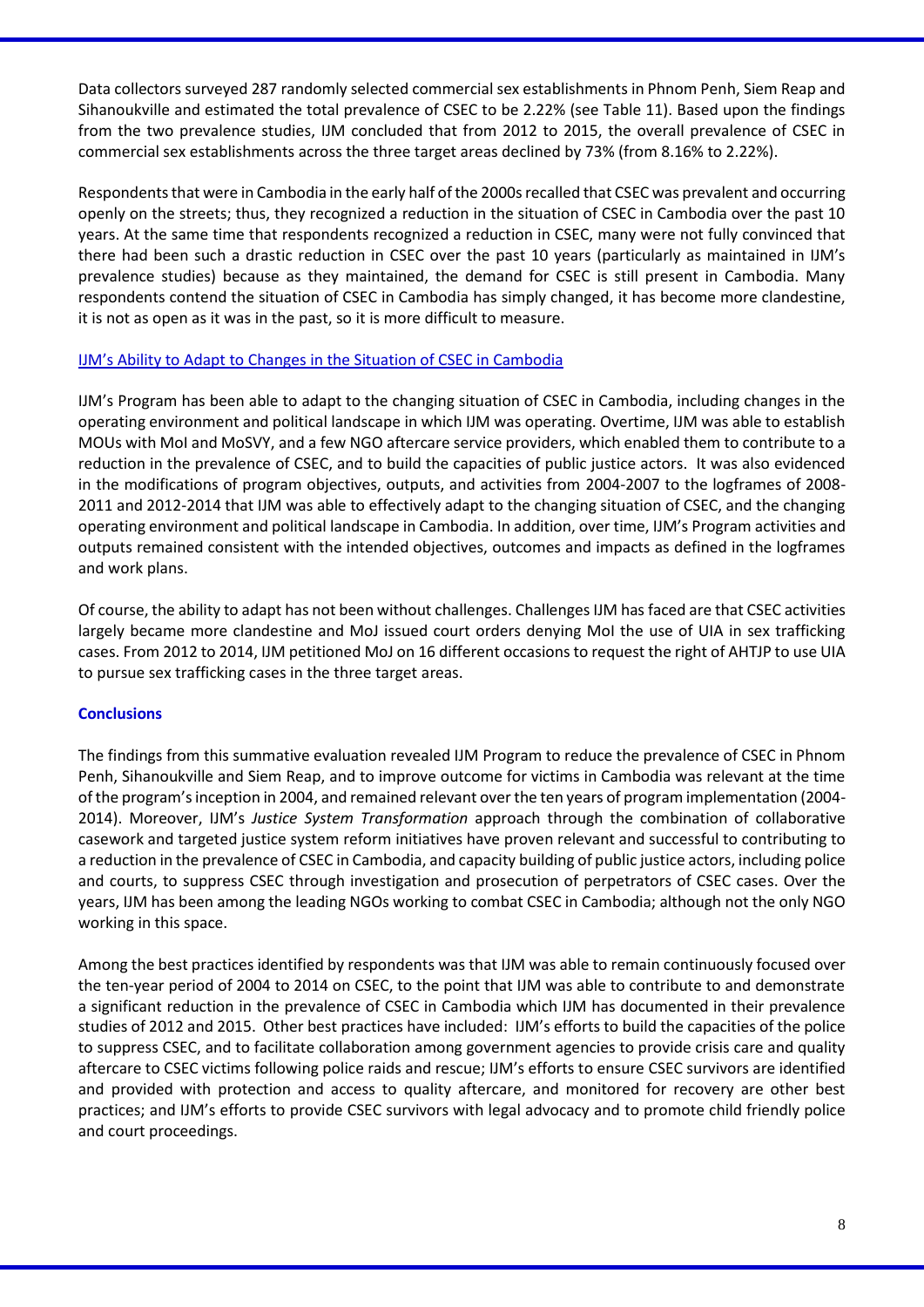Data collectors surveyed 287 randomly selected commercial sex establishments in Phnom Penh, Siem Reap and Sihanoukville and estimated the total prevalence of CSEC to be 2.22% (see Table 11). Based upon the findings from the two prevalence studies, IJM concluded that from 2012 to 2015, the overall prevalence of CSEC in commercial sex establishments across the three target areas declined by 73% (from 8.16% to 2.22%).

Respondents that were in Cambodia in the early half of the 2000s recalled that CSEC was prevalent and occurring openly on the streets; thus, they recognized a reduction in the situation of CSEC in Cambodia over the past 10 years. At the same time that respondents recognized a reduction in CSEC, many were not fully convinced that there had been such a drastic reduction in CSEC over the past 10 years (particularly as maintained in IJM's prevalence studies) because as they maintained, the demand for CSEC is still present in Cambodia. Many respondents contend the situation of CSEC in Cambodia has simply changed, it has become more clandestine, it is not as open as it was in the past, so it is more difficult to measure.

### IJM's Ability to Adapt to Changes in the Situation of CSEC in Cambodia

IJM's Program has been able to adapt to the changing situation of CSEC in Cambodia, including changes in the operating environment and political landscape in which IJM was operating. Overtime, IJM was able to establish MOUs with MoI and MoSVY, and a few NGO aftercare service providers, which enabled them to contribute to a reduction in the prevalence of CSEC, and to build the capacities of public justice actors. It was also evidenced in the modifications of program objectives, outputs, and activities from 2004-2007 to the logframes of 2008-2011 and 2012-2014 that IJM was able to effectively adapt to the changing situation of CSEC, and the changing operating environment and political landscape in Cambodia. In addition, over time, IJM's Program activities and outputs remained consistent with the intended objectives, outcomes and impacts as defined in the logframes and work plans.

Of course, the ability to adapt has not been without challenges. Challenges IJM has faced are that CSEC activities largely became more clandestine and MoJ issued court orders denying MoI the use of UIA in sex trafficking cases. From 2012 to 2014, IJM petitioned MoJ on 16 different occasions to request the right of AHTJP to use UIA to pursue sex trafficking cases in the three target areas.

### Conclusions

The findings from this summative evaluation revealed IJM Program to reduce the prevalence of CSEC in Phnom Penh, Sihanoukville and Siem Reap, and to improve outcome for victims in Cambodia was relevant at the time of the program's inception in 2004, and remained relevant over the ten years of program implementation (2004-2014). Moreover, IJM's *Justice System Transformation* approach through the combination of collaborative casework and targeted justice system reform initiatives have proven relevant and successful to contributing to a reduction in the prevalence of CSEC in Cambodia, and capacity building of public justice actors, including police and courts, to suppress CSEC through investigation and prosecution of perpetrators of CSEC cases. Over the years, IJM has been among the leading NGOs working to combat CSEC in Cambodia; although not the only NGO working in this space.

Among the best practices identified by respondents was that IJM was able to remain continuously focused over the ten-year period of 2004 to 2014 on CSEC, to the point that IJM was able to contribute to and demonstrate a significant reduction in the prevalence of CSEC in Cambodia which IJM has documented in their prevalence studies of 2012 and 2015. Other best practices have included: IJM's efforts to build the capacities of the police to suppress CSEC, and to facilitate collaboration among government agencies to provide crisis care and quality aftercare to CSEC victims following police raids and rescue; IJM's efforts to ensure CSEC survivors are identified and provided with protection and access to quality aftercare, and monitored for recovery are other best practices; and IJM's efforts to provide CSEC survivors with legal advocacy and to promote child friendly police and court proceedings.